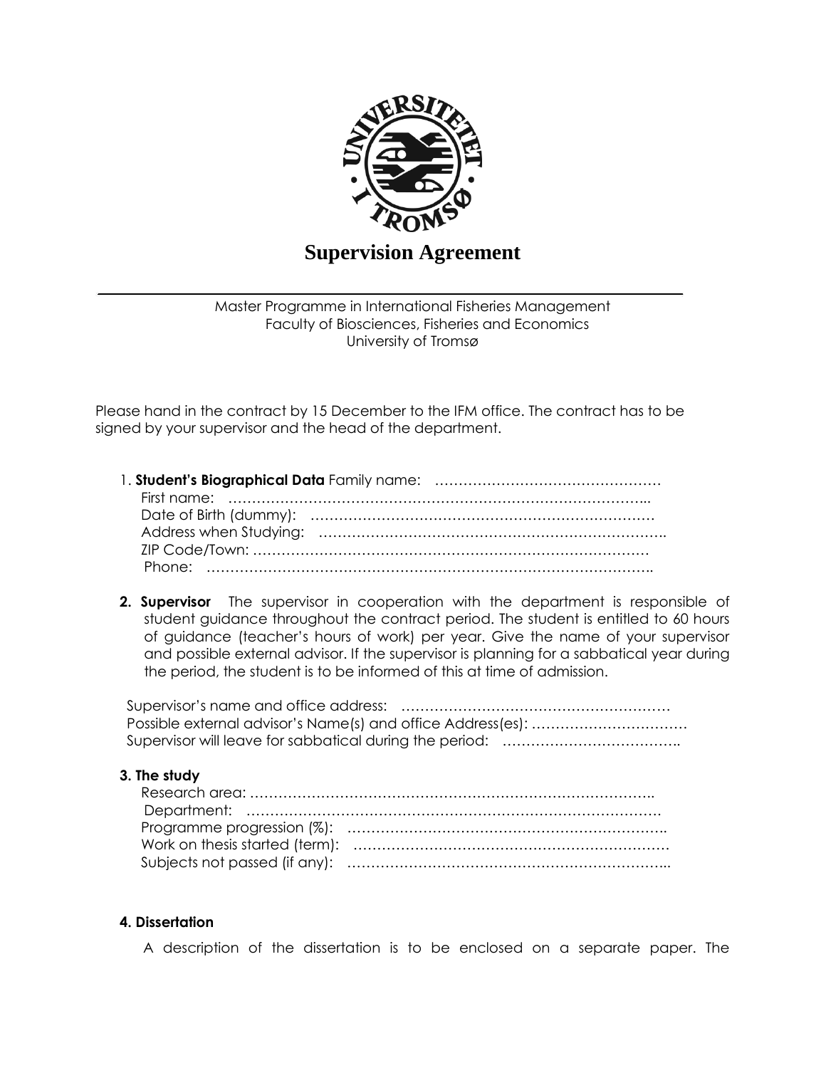# Supervision Agreement

Master Programme in International Fisheries Management
Faculty of Biosciences, Fisheries and Economics
University of Tromsø

Please hand in the contract by 15 December to the IFM office. The contract has to be signed by your supervisor and the head of the department.

1. **Student's Biographical Data** Family name: …………………………………………
   First name: ……………………………………………………………………………...
   Date of Birth (dummy): ………………………………………………………………
   Address when Studying: ……………………………………………………………….
   ZIP Code/Town: …………………………………………………………………………
   Phone: …………………………………………………………………………………..

2. **Supervisor** The supervisor in cooperation with the department is responsible of student guidance throughout the contract period. The student is entitled to 60 hours of guidance (teacher's hours of work) per year. Give the name of your supervisor and possible external advisor. If the supervisor is planning for a sabbatical year during the period, the student is to be informed of this at time of admission.

Supervisor's name and office address: …………………………………………………
Possible external advisor's Name(s) and office Address(es): ……………………………
Supervisor will leave for sabbatical during the period: ……………………………….

**3. The study**

Research area: …………………………………………………………………………..
Department: …………………………………………………………………………….
Programme progression (%): …………………………………………………………..
Work on thesis started (term): ………………………………………………………….
Subjects not passed (if any): …………………………………………………………...

**4. Dissertation**

A description of the dissertation is to be enclosed on a separate paper. The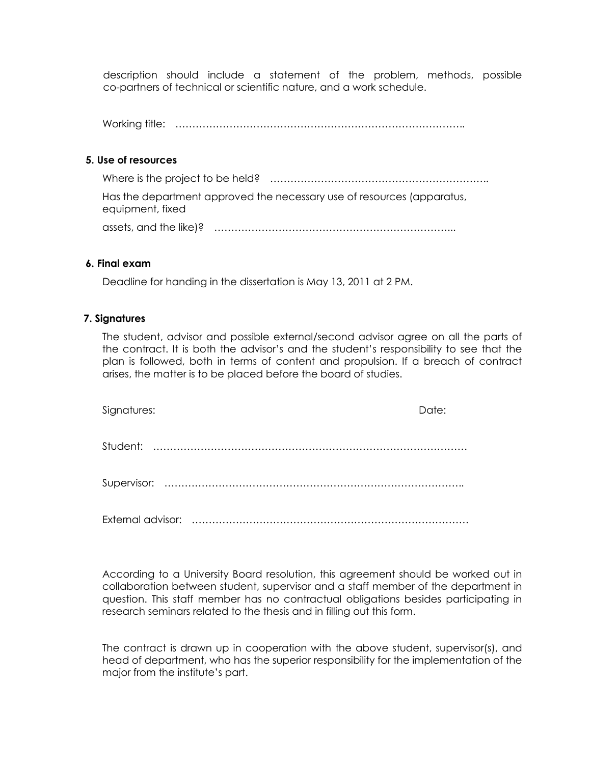description should include a statement of the problem, methods, possible co-partners of technical or scientific nature, and a work schedule.

Working title: …………………………………………………………………………..

**5. Use of resources**

Where is the project to be held? ……………………………………………………….

Has the department approved the necessary use of resources (apparatus, equipment, fixed

assets, and the like)? ……………………………………………………………...

**6. Final exam**

Deadline for handing in the dissertation is May 13, 2011 at 2 PM.

**7. Signatures**

The student, advisor and possible external/second advisor agree on all the parts of the contract. It is both the advisor's and the student's responsibility to see that the plan is followed, both in terms of content and propulsion. If a breach of contract arises, the matter is to be placed before the board of studies.

Signatures: Date:

Student: ………………………………………………………………………………

Supervisor: …………………………………………………………………………..

External advisor: ………………………………………………………………………

According to a University Board resolution, this agreement should be worked out in collaboration between student, supervisor and a staff member of the department in question. This staff member has no contractual obligations besides participating in research seminars related to the thesis and in filling out this form.

The contract is drawn up in cooperation with the above student, supervisor(s), and head of department, who has the superior responsibility for the implementation of the major from the institute's part.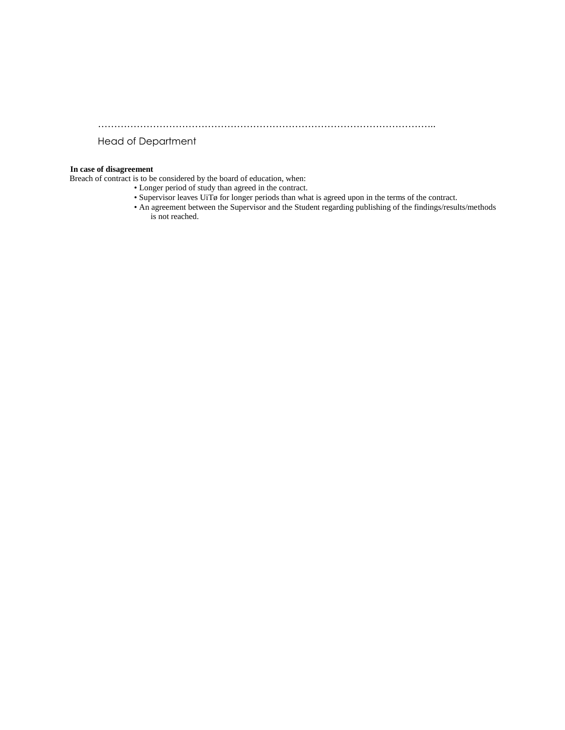………………………………………………………………………………………………..

Head of Department

**In case of disagreement**

Breach of contract is to be considered by the board of education, when:

- Longer period of study than agreed in the contract.
- Supervisor leaves UiTø for longer periods than what is agreed upon in the terms of the contract.
- An agreement between the Supervisor and the Student regarding publishing of the findings/results/methods is not reached.